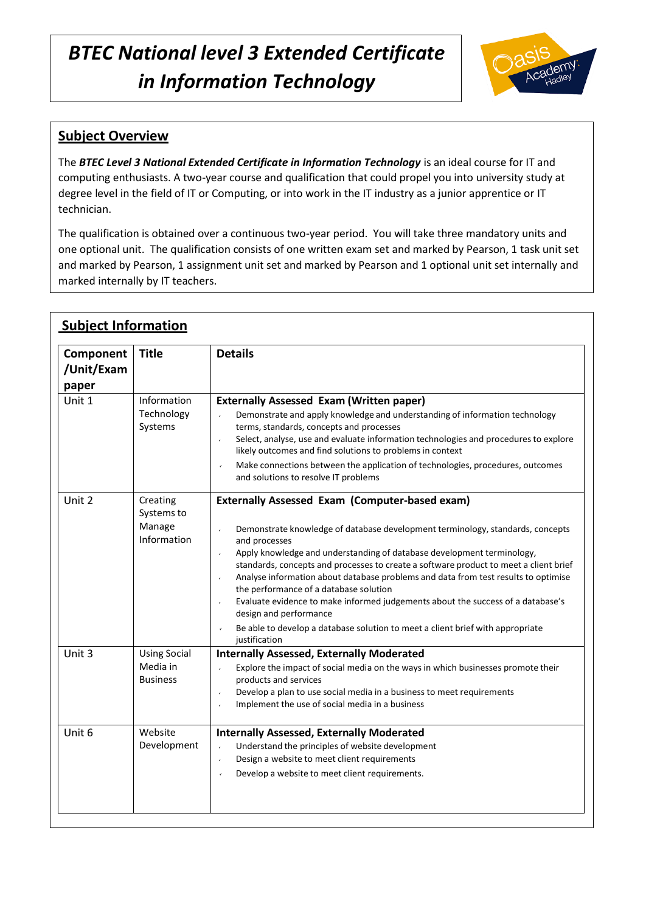# *BTEC National level 3 Extended Certificate in Information Technology*

## Subject Overview

The ***BTEC Level 3 National Extended Certificate in Information Technology*** is an ideal course for IT and computing enthusiasts. A two-year course and qualification that could propel you into university study at degree level in the field of IT or Computing, or into work in the IT industry as a junior apprentice or IT technician.

The qualification is obtained over a continuous two-year period. You will take three mandatory units and one optional unit. The qualification consists of one written exam set and marked by Pearson, 1 task unit set and marked by Pearson, 1 assignment unit set and marked by Pearson and 1 optional unit set internally and marked internally by IT teachers.

## Subject Information

| Component /Unit/Exam paper | Title | Details |
|---|---|---|
| Unit 1 | Information Technology Systems | **Externally Assessed Exam (Written paper)**<br>- Demonstrate and apply knowledge and understanding of information technology terms, standards, concepts and processes<br>- Select, analyse, use and evaluate information technologies and procedures to explore likely outcomes and find solutions to problems in context<br>- Make connections between the application of technologies, procedures, outcomes and solutions to resolve IT problems |
| Unit 2 | Creating Systems to Manage Information | **Externally Assessed Exam (Computer-based exam)**<br>- Demonstrate knowledge of database development terminology, standards, concepts and processes<br>- Apply knowledge and understanding of database development terminology, standards, concepts and processes to create a software product to meet a client brief<br>- Analyse information about database problems and data from test results to optimise the performance of a database solution<br>- Evaluate evidence to make informed judgements about the success of a database's design and performance<br>- Be able to develop a database solution to meet a client brief with appropriate justification |
| Unit 3 | Using Social Media in Business | **Internally Assessed, Externally Moderated**<br>- Explore the impact of social media on the ways in which businesses promote their products and services<br>- Develop a plan to use social media in a business to meet requirements<br>- Implement the use of social media in a business |
| Unit 6 | Website Development | **Internally Assessed, Externally Moderated**<br>- Understand the principles of website development<br>- Design a website to meet client requirements<br>- Develop a website to meet client requirements. |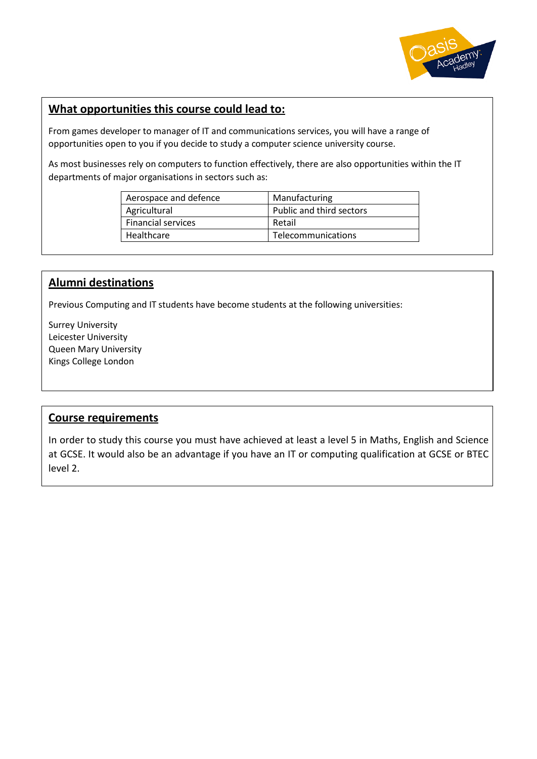## What opportunities this course could lead to:

From games developer to manager of IT and communications services, you will have a range of opportunities open to you if you decide to study a computer science university course.

As most businesses rely on computers to function effectively, there are also opportunities within the IT departments of major organisations in sectors such as:

| | |
|---|---|
| Aerospace and defence | Manufacturing |
| Agricultural | Public and third sectors |
| Financial services | Retail |
| Healthcare | Telecommunications |

## Alumni destinations

Previous Computing and IT students have become students at the following universities:

Surrey University
Leicester University
Queen Mary University
Kings College London

## Course requirements

In order to study this course you must have achieved at least a level 5 in Maths, English and Science at GCSE. It would also be an advantage if you have an IT or computing qualification at GCSE or BTEC level 2.